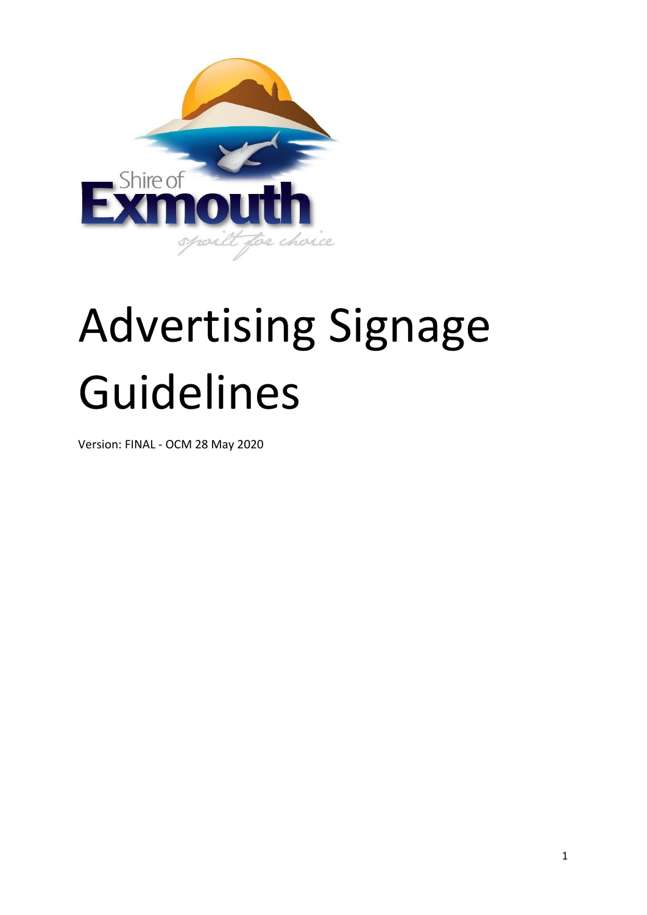# Advertising Signage Guidelines

Version: FINAL - OCM 28 May 2020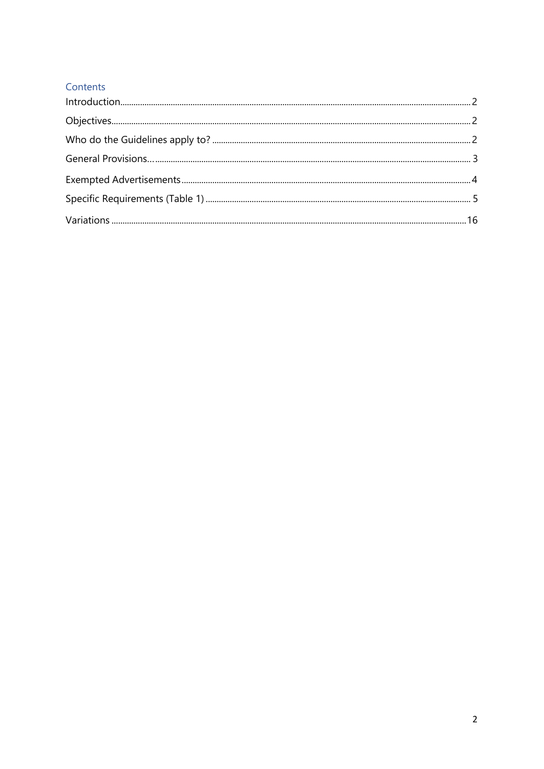## Contents

- Introduction ... 2
- Objectives ... 2
- Who do the Guidelines apply to? ... 2
- General Provisions... ... 3
- Exempted Advertisements ... 4
- Specific Requirements (Table 1) ... 5
- Variations ... 16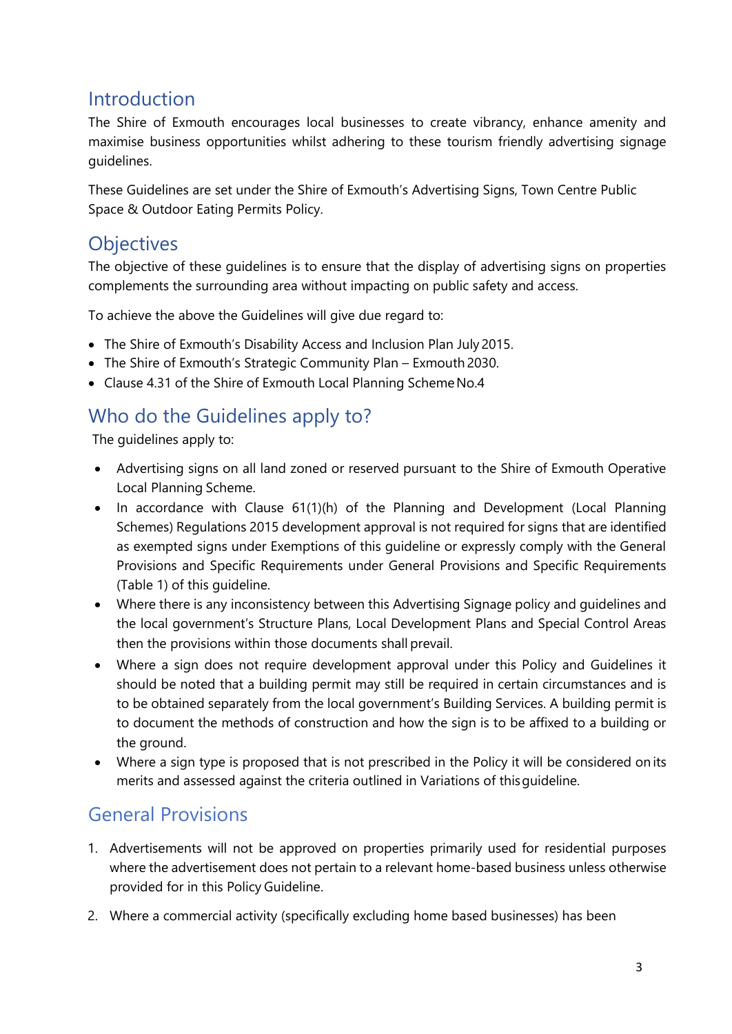## Introduction

The Shire of Exmouth encourages local businesses to create vibrancy, enhance amenity and maximise business opportunities whilst adhering to these tourism friendly advertising signage guidelines.

These Guidelines are set under the Shire of Exmouth's Advertising Signs, Town Centre Public Space & Outdoor Eating Permits Policy.

## Objectives

The objective of these guidelines is to ensure that the display of advertising signs on properties complements the surrounding area without impacting on public safety and access.

To achieve the above the Guidelines will give due regard to:

- The Shire of Exmouth's Disability Access and Inclusion Plan July 2015.
- The Shire of Exmouth's Strategic Community Plan – Exmouth 2030.
- Clause 4.31 of the Shire of Exmouth Local Planning Scheme No.4

## Who do the Guidelines apply to?

The guidelines apply to:

- Advertising signs on all land zoned or reserved pursuant to the Shire of Exmouth Operative Local Planning Scheme.
- In accordance with Clause 61(1)(h) of the Planning and Development (Local Planning Schemes) Regulations 2015 development approval is not required for signs that are identified as exempted signs under Exemptions of this guideline or expressly comply with the General Provisions and Specific Requirements under General Provisions and Specific Requirements (Table 1) of this guideline.
- Where there is any inconsistency between this Advertising Signage policy and guidelines and the local government's Structure Plans, Local Development Plans and Special Control Areas then the provisions within those documents shall prevail.
- Where a sign does not require development approval under this Policy and Guidelines it should be noted that a building permit may still be required in certain circumstances and is to be obtained separately from the local government's Building Services. A building permit is to document the methods of construction and how the sign is to be affixed to a building or the ground.
- Where a sign type is proposed that is not prescribed in the Policy it will be considered on its merits and assessed against the criteria outlined in Variations of this guideline.

## General Provisions

1. Advertisements will not be approved on properties primarily used for residential purposes where the advertisement does not pertain to a relevant home-based business unless otherwise provided for in this Policy Guideline.
2. Where a commercial activity (specifically excluding home based businesses) has been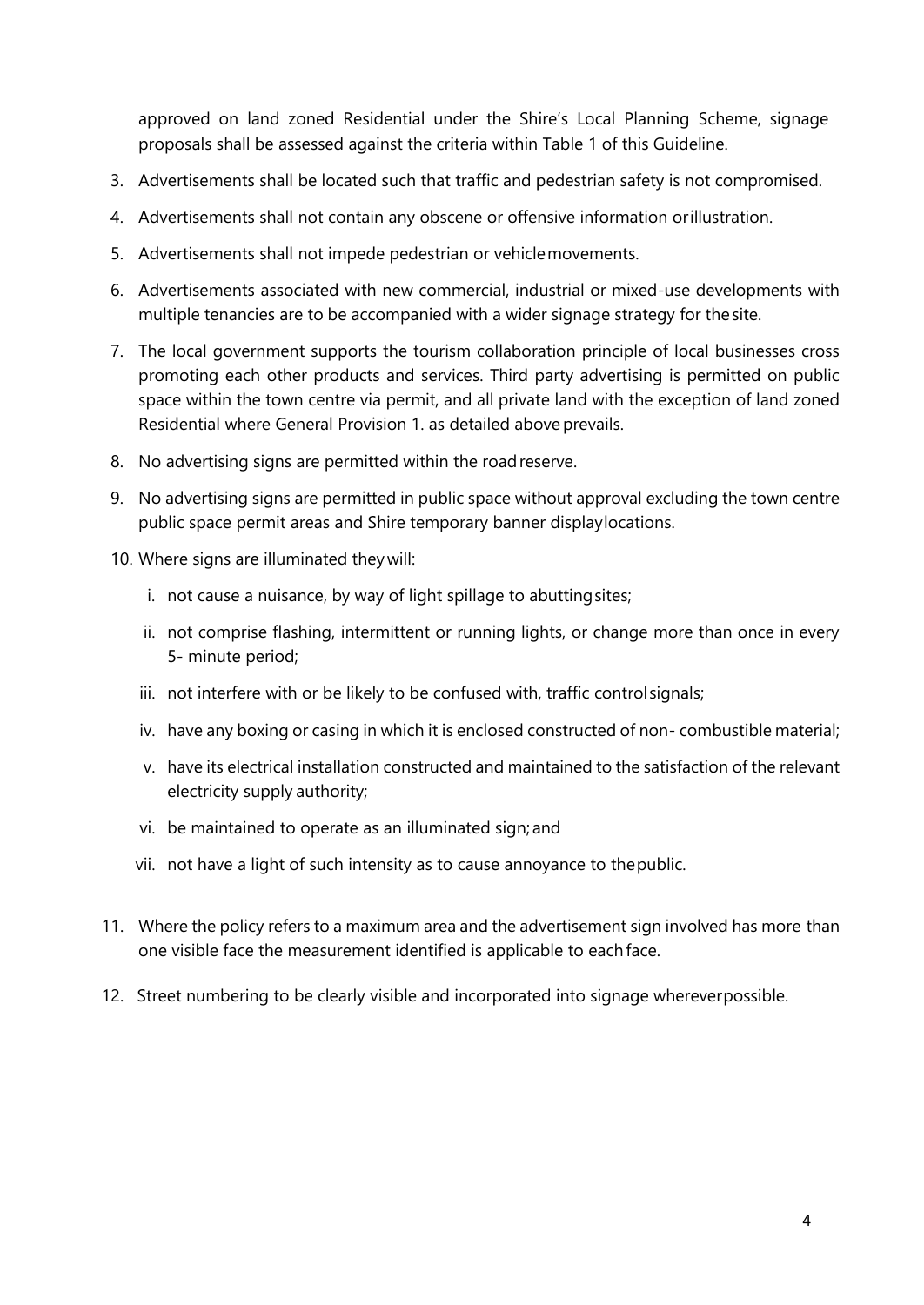approved on land zoned Residential under the Shire's Local Planning Scheme, signage proposals shall be assessed against the criteria within Table 1 of this Guideline.

3. Advertisements shall be located such that traffic and pedestrian safety is not compromised.
4. Advertisements shall not contain any obscene or offensive information or illustration.
5. Advertisements shall not impede pedestrian or vehicle movements.
6. Advertisements associated with new commercial, industrial or mixed-use developments with multiple tenancies are to be accompanied with a wider signage strategy for the site.
7. The local government supports the tourism collaboration principle of local businesses cross promoting each other products and services. Third party advertising is permitted on public space within the town centre via permit, and all private land with the exception of land zoned Residential where General Provision 1. as detailed above prevails.
8. No advertising signs are permitted within the road reserve.
9. No advertising signs are permitted in public space without approval excluding the town centre public space permit areas and Shire temporary banner display locations.
10. Where signs are illuminated they will:
    i. not cause a nuisance, by way of light spillage to abutting sites;
    ii. not comprise flashing, intermittent or running lights, or change more than once in every 5- minute period;
    iii. not interfere with or be likely to be confused with, traffic control signals;
    iv. have any boxing or casing in which it is enclosed constructed of non- combustible material;
    v. have its electrical installation constructed and maintained to the satisfaction of the relevant electricity supply authority;
    vi. be maintained to operate as an illuminated sign; and
    vii. not have a light of such intensity as to cause annoyance to the public.
11. Where the policy refers to a maximum area and the advertisement sign involved has more than one visible face the measurement identified is applicable to each face.
12. Street numbering to be clearly visible and incorporated into signage wherever possible.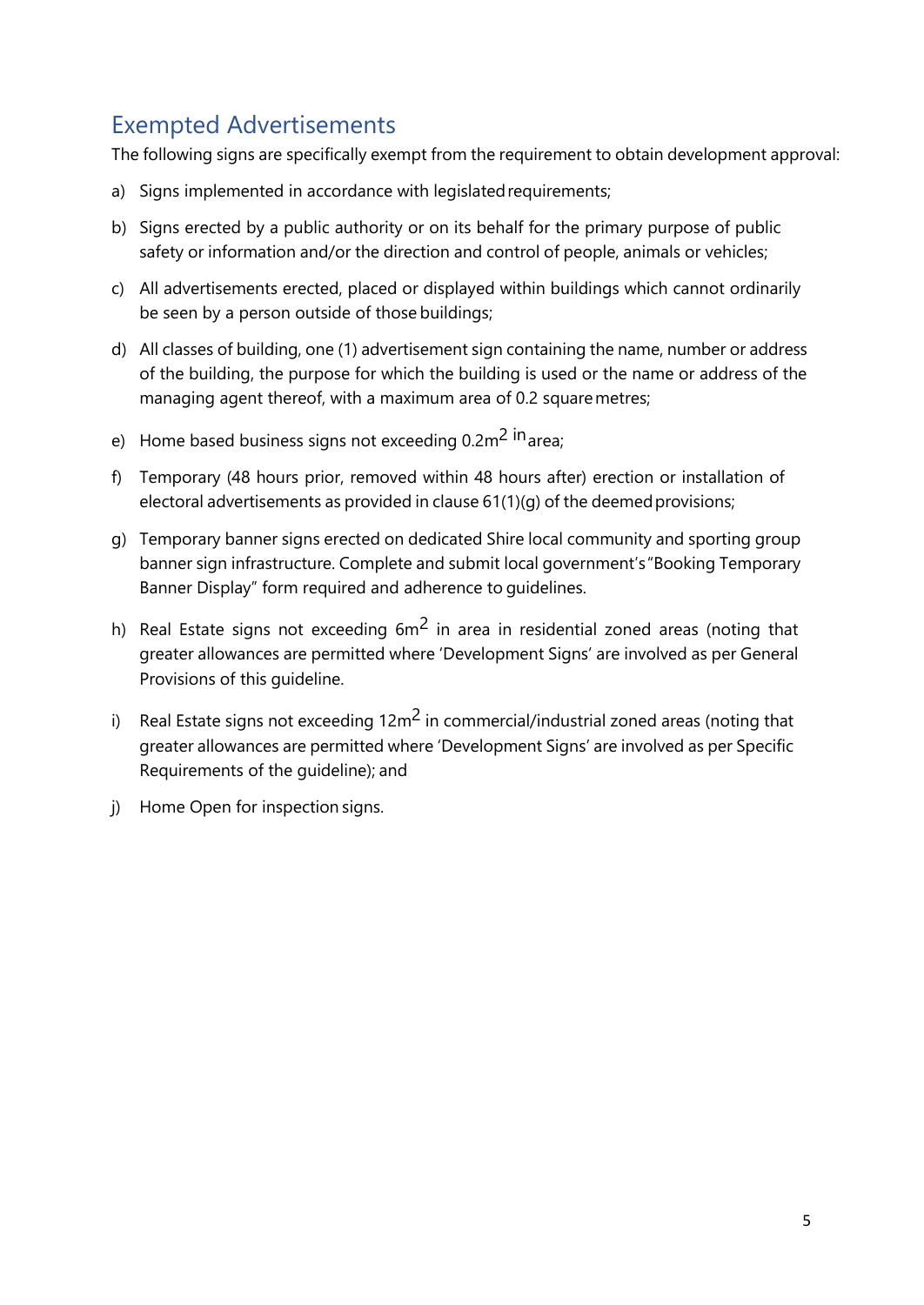## Exempted Advertisements

The following signs are specifically exempt from the requirement to obtain development approval:

a) Signs implemented in accordance with legislated requirements;

b) Signs erected by a public authority or on its behalf for the primary purpose of public safety or information and/or the direction and control of people, animals or vehicles;

c) All advertisements erected, placed or displayed within buildings which cannot ordinarily be seen by a person outside of those buildings;

d) All classes of building, one (1) advertisement sign containing the name, number or address of the building, the purpose for which the building is used or the name or address of the managing agent thereof, with a maximum area of 0.2 square metres;

e) Home based business signs not exceeding $0.2m^2$ in area;

f) Temporary (48 hours prior, removed within 48 hours after) erection or installation of electoral advertisements as provided in clause 61(1)(g) of the deemed provisions;

g) Temporary banner signs erected on dedicated Shire local community and sporting group banner sign infrastructure. Complete and submit local government's "Booking Temporary Banner Display" form required and adherence to guidelines.

h) Real Estate signs not exceeding $6m^2$ in area in residential zoned areas (noting that greater allowances are permitted where 'Development Signs' are involved as per General Provisions of this guideline.

i) Real Estate signs not exceeding $12m^2$ in commercial/industrial zoned areas (noting that greater allowances are permitted where 'Development Signs' are involved as per Specific Requirements of the guideline); and

j) Home Open for inspection signs.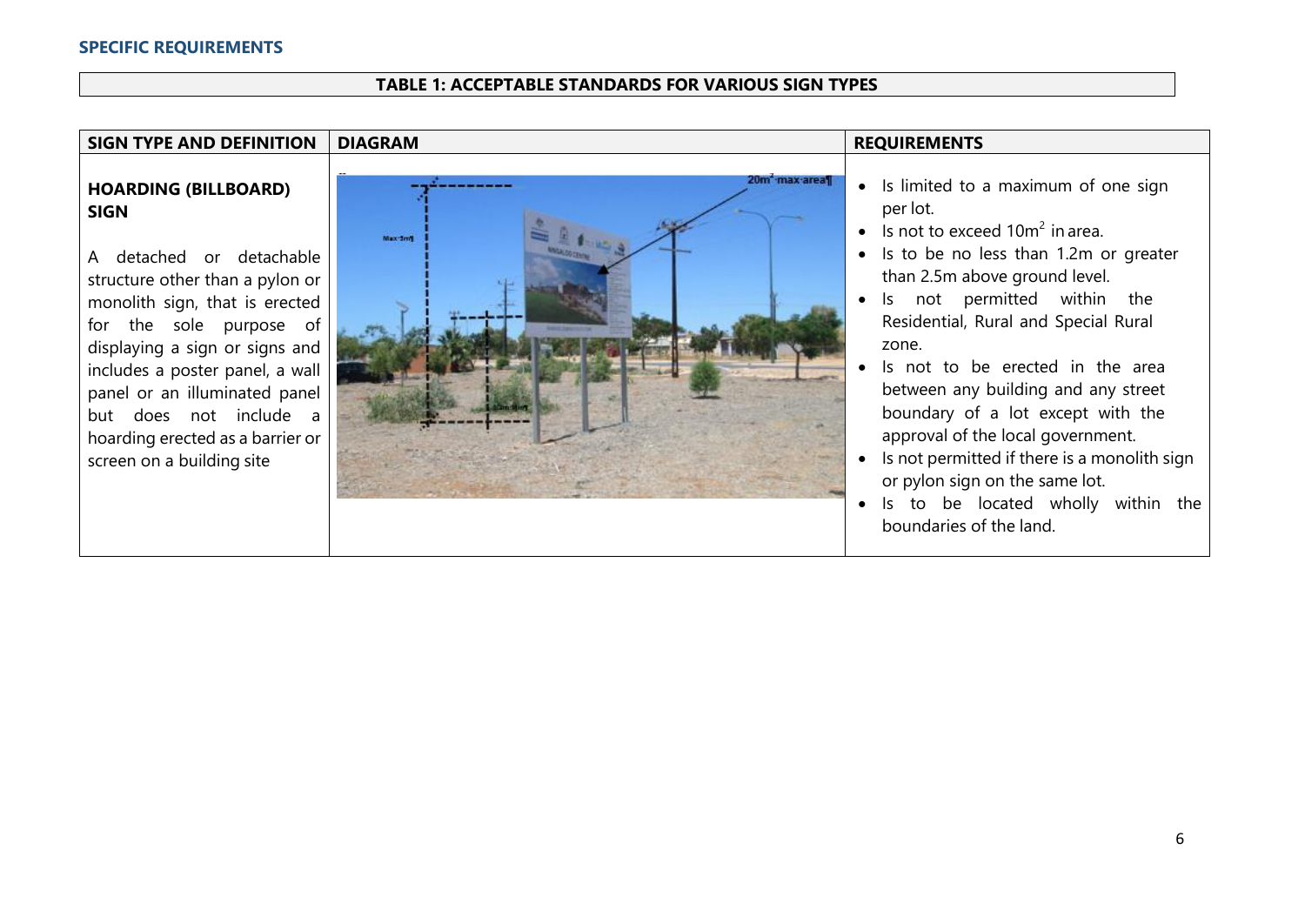## SPECIFIC REQUIREMENTS

**TABLE 1: ACCEPTABLE STANDARDS FOR VARIOUS SIGN TYPES**

| SIGN TYPE AND DEFINITION | DIAGRAM | REQUIREMENTS |
|---|---|---|
| **HOARDING (BILLBOARD) SIGN**<br><br>A detached or detachable structure other than a pylon or monolith sign, that is erected for the sole purpose of displaying a sign or signs and includes a poster panel, a wall panel or an illuminated panel but does not include a hoarding erected as a barrier or screen on a building site | | • Is limited to a maximum of one sign per lot.<br>• Is not to exceed $10m^2$ in area.<br>• Is to be no less than 1.2m or greater than 2.5m above ground level.<br>• Is not permitted within the Residential, Rural and Special Rural zone.<br>• Is not to be erected in the area between any building and any street boundary of a lot except with the approval of the local government.<br>• Is not permitted if there is a monolith sign or pylon sign on the same lot.<br>• Is to be located wholly within the boundaries of the land. |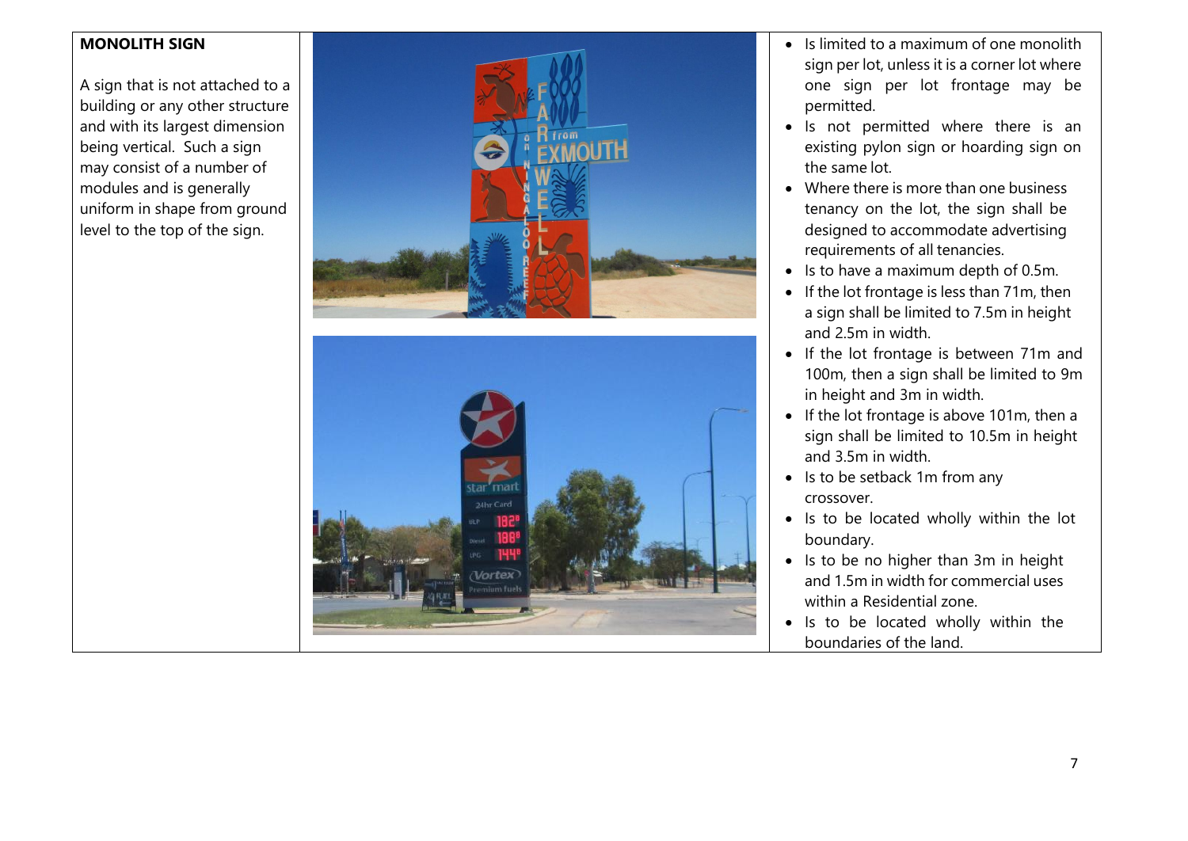| **MONOLITH SIGN**<br><br>A sign that is not attached to a building or any other structure and with its largest dimension being vertical. Such a sign may consist of a number of modules and is generally uniform in shape from ground level to the top of the sign. | | • Is limited to a maximum of one monolith sign per lot, unless it is a corner lot where one sign per lot frontage may be permitted.<br>• Is not permitted where there is an existing pylon sign or hoarding sign on the same lot.<br>• Where there is more than one business tenancy on the lot, the sign shall be designed to accommodate advertising requirements of all tenancies.<br>• Is to have a maximum depth of 0.5m.<br>• If the lot frontage is less than 71m, then a sign shall be limited to 7.5m in height and 2.5m in width.<br>• If the lot frontage is between 71m and 100m, then a sign shall be limited to 9m in height and 3m in width.<br>• If the lot frontage is above 101m, then a sign shall be limited to 10.5m in height and 3.5m in width.<br>• Is to be setback 1m from any crossover.<br>• Is to be located wholly within the lot boundary.<br>• Is to be no higher than 3m in height and 1.5m in width for commercial uses within a Residential zone.<br>• Is to be located wholly within the boundaries of the land. |
|---|---|---|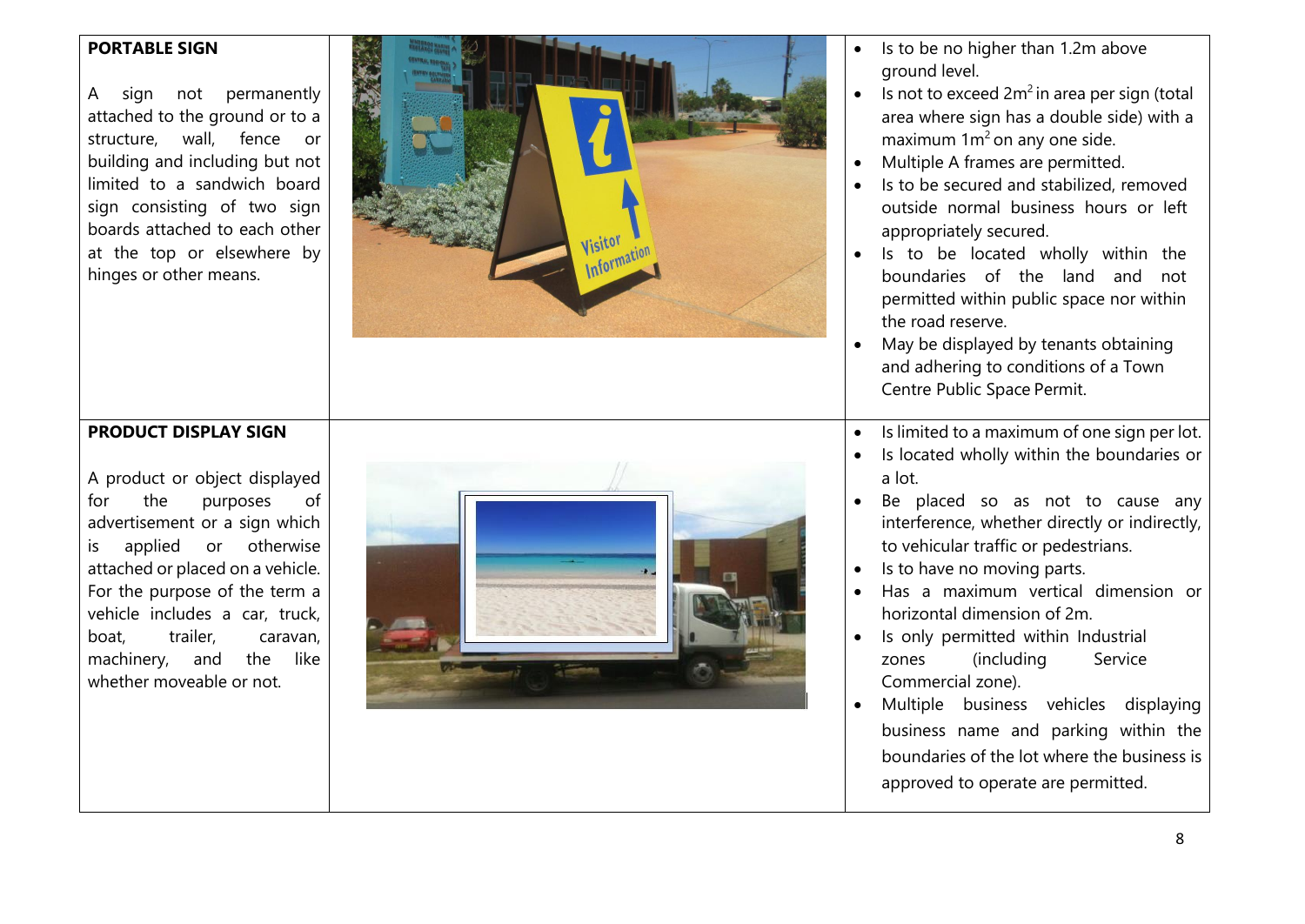| | | |
|---|---|---|
| **PORTABLE SIGN**<br><br>A sign not permanently attached to the ground or to a structure, wall, fence or building and including but not limited to a sandwich board sign consisting of two sign boards attached to each other at the top or elsewhere by hinges or other means. | | • Is to be no higher than 1.2m above ground level.<br>• Is not to exceed $2m^2$ in area per sign (total area where sign has a double side) with a maximum $1m^2$ on any one side.<br>• Multiple A frames are permitted.<br>• Is to be secured and stabilized, removed outside normal business hours or left appropriately secured.<br>• Is to be located wholly within the boundaries of the land and not permitted within public space nor within the road reserve.<br>• May be displayed by tenants obtaining and adhering to conditions of a Town Centre Public Space Permit. |
| **PRODUCT DISPLAY SIGN**<br><br>A product or object displayed for the purposes of advertisement or a sign which is applied or otherwise attached or placed on a vehicle. For the purpose of the term a vehicle includes a car, truck, boat, trailer, caravan, machinery, and the like whether moveable or not. | | • Is limited to a maximum of one sign per lot.<br>• Is located wholly within the boundaries or a lot.<br>• Be placed so as not to cause any interference, whether directly or indirectly, to vehicular traffic or pedestrians.<br>• Is to have no moving parts.<br>• Has a maximum vertical dimension or horizontal dimension of 2m.<br>• Is only permitted within Industrial zones (including Service Commercial zone).<br>• Multiple business vehicles displaying business name and parking within the boundaries of the lot where the business is approved to operate are permitted. |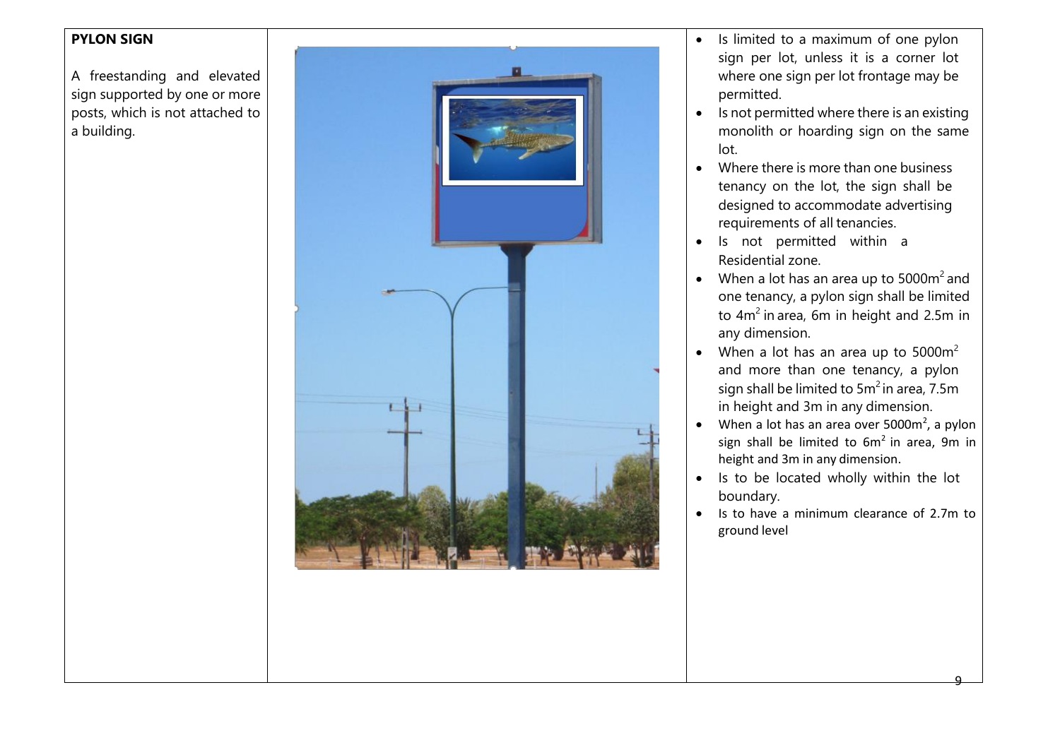| PYLON SIGN | | |
|---|---|---|
| A freestanding and elevated sign supported by one or more posts, which is not attached to a building. | | • Is limited to a maximum of one pylon sign per lot, unless it is a corner lot where one sign per lot frontage may be permitted.<br>• Is not permitted where there is an existing monolith or hoarding sign on the same lot.<br>• Where there is more than one business tenancy on the lot, the sign shall be designed to accommodate advertising requirements of all tenancies.<br>• Is not permitted within a Residential zone.<br>• When a lot has an area up to 5000m$^2$ and one tenancy, a pylon sign shall be limited to 4m$^2$ in area, 6m in height and 2.5m in any dimension.<br>• When a lot has an area up to 5000m$^2$ and more than one tenancy, a pylon sign shall be limited to 5m$^2$ in area, 7.5m in height and 3m in any dimension.<br>• When a lot has an area over 5000m$^2$, a pylon sign shall be limited to 6m$^2$ in area, 9m in height and 3m in any dimension.<br>• Is to be located wholly within the lot boundary.<br>• Is to have a minimum clearance of 2.7m to ground level |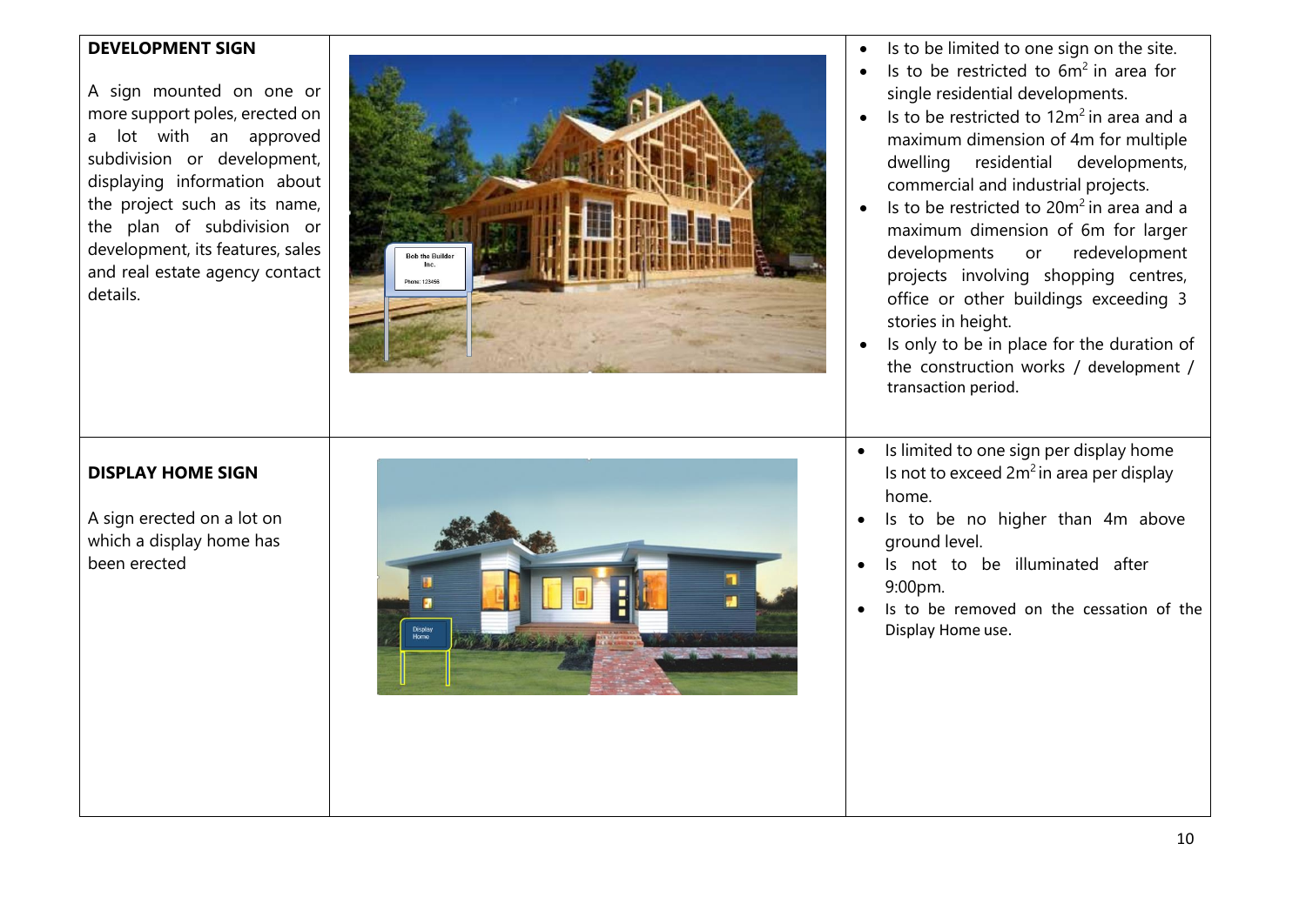| | | |
|---|---|---|
| **DEVELOPMENT SIGN**<br><br>A sign mounted on one or more support poles, erected on a lot with an approved subdivision or development, displaying information about the project such as its name, the plan of subdivision or development, its features, sales and real estate agency contact details. | | • Is to be limited to one sign on the site.<br>• Is to be restricted to $6m^2$ in area for single residential developments.<br>• Is to be restricted to $12m^2$ in area and a maximum dimension of 4m for multiple dwelling residential developments, commercial and industrial projects.<br>• Is to be restricted to $20m^2$ in area and a maximum dimension of 6m for larger developments or redevelopment projects involving shopping centres, office or other buildings exceeding 3 stories in height.<br>• Is only to be in place for the duration of the construction works / development / transaction period. |
| **DISPLAY HOME SIGN**<br><br>A sign erected on a lot on which a display home has been erected | | • Is limited to one sign per display home Is not to exceed $2m^2$ in area per display home.<br>• Is to be no higher than 4m above ground level.<br>• Is not to be illuminated after 9:00pm.<br>• Is to be removed on the cessation of the Display Home use. |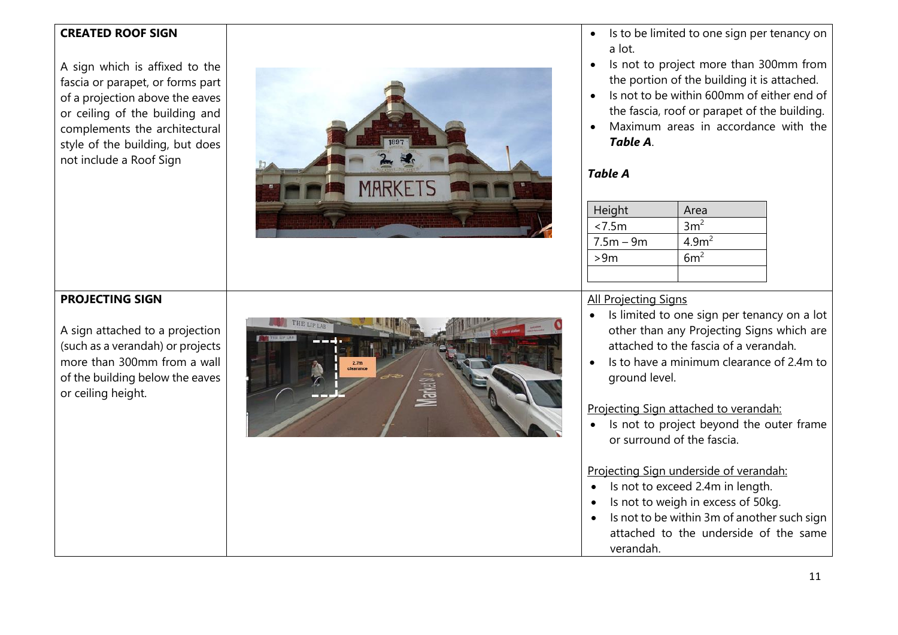| | | |
|---|---|---|
| **CREATED ROOF SIGN**<br><br>A sign which is affixed to the fascia or parapet, or forms part of a projection above the eaves or ceiling of the building and complements the architectural style of the building, but does not include a Roof Sign | | • Is to be limited to one sign per tenancy on a lot.<br>• Is not to project more than 300mm from the portion of the building it is attached.<br>• Is not to be within 600mm of either end of the fascia, roof or parapet of the building.<br>• Maximum areas in accordance with the ***Table A***.<br><br>***Table A***<br><br>Height / Area:<br><7.5m — $3m^2$<br>7.5m – 9m — $4.9m^2$<br>>9m — $6m^2$ |
| **PROJECTING SIGN**<br><br>A sign attached to a projection (such as a verandah) or projects more than 300mm from a wall of the building below the eaves or ceiling height. | | <u>All Projecting Signs</u><br>• Is limited to one sign per tenancy on a lot other than any Projecting Signs which are attached to the fascia of a verandah.<br>• Is to have a minimum clearance of 2.4m to ground level.<br><br><u>Projecting Sign attached to verandah:</u><br>• Is not to project beyond the outer frame or surround of the fascia.<br><br><u>Projecting Sign underside of verandah:</u><br>• Is not to exceed 2.4m in length.<br>• Is not to weigh in excess of 50kg.<br>• Is not to be within 3m of another such sign attached to the underside of the same verandah. |

***Table A***

| Height | Area |
|---|---|
| <7.5m | $3m^2$ |
| 7.5m – 9m | $4.9m^2$ |
| >9m | $6m^2$ |
| | |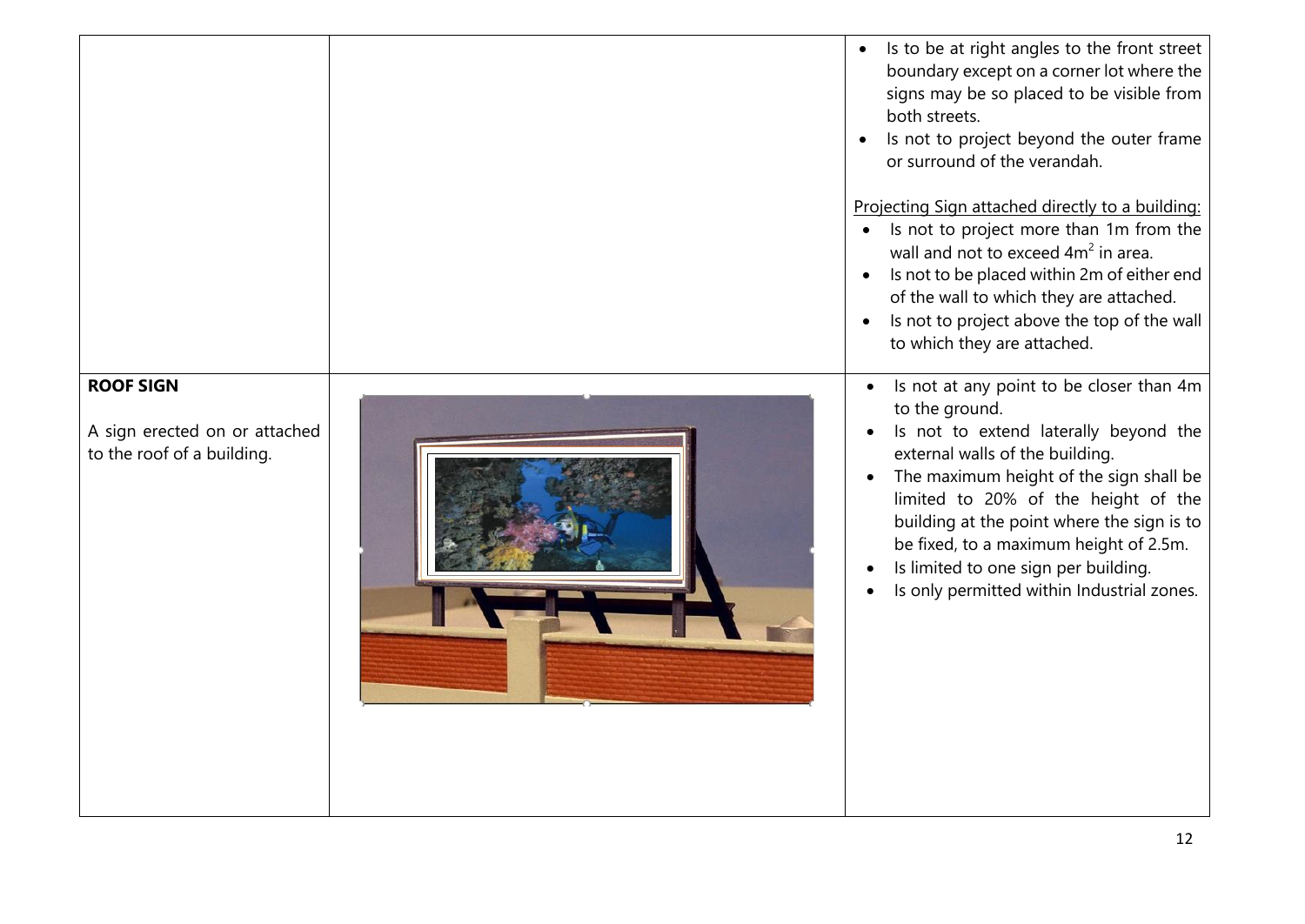| | | |
|---|---|---|
| | | • Is to be at right angles to the front street boundary except on a corner lot where the signs may be so placed to be visible from both streets.<br>• Is not to project beyond the outer frame or surround of the verandah.<br><br><u>Projecting Sign attached directly to a building:</u><br>• Is not to project more than 1m from the wall and not to exceed $4m^2$ in area.<br>• Is not to be placed within 2m of either end of the wall to which they are attached.<br>• Is not to project above the top of the wall to which they are attached. |
| **ROOF SIGN**<br><br>A sign erected on or attached to the roof of a building. | | • Is not at any point to be closer than 4m to the ground.<br>• Is not to extend laterally beyond the external walls of the building.<br>• The maximum height of the sign shall be limited to 20% of the height of the building at the point where the sign is to be fixed, to a maximum height of 2.5m.<br>• Is limited to one sign per building.<br>• Is only permitted within Industrial zones. |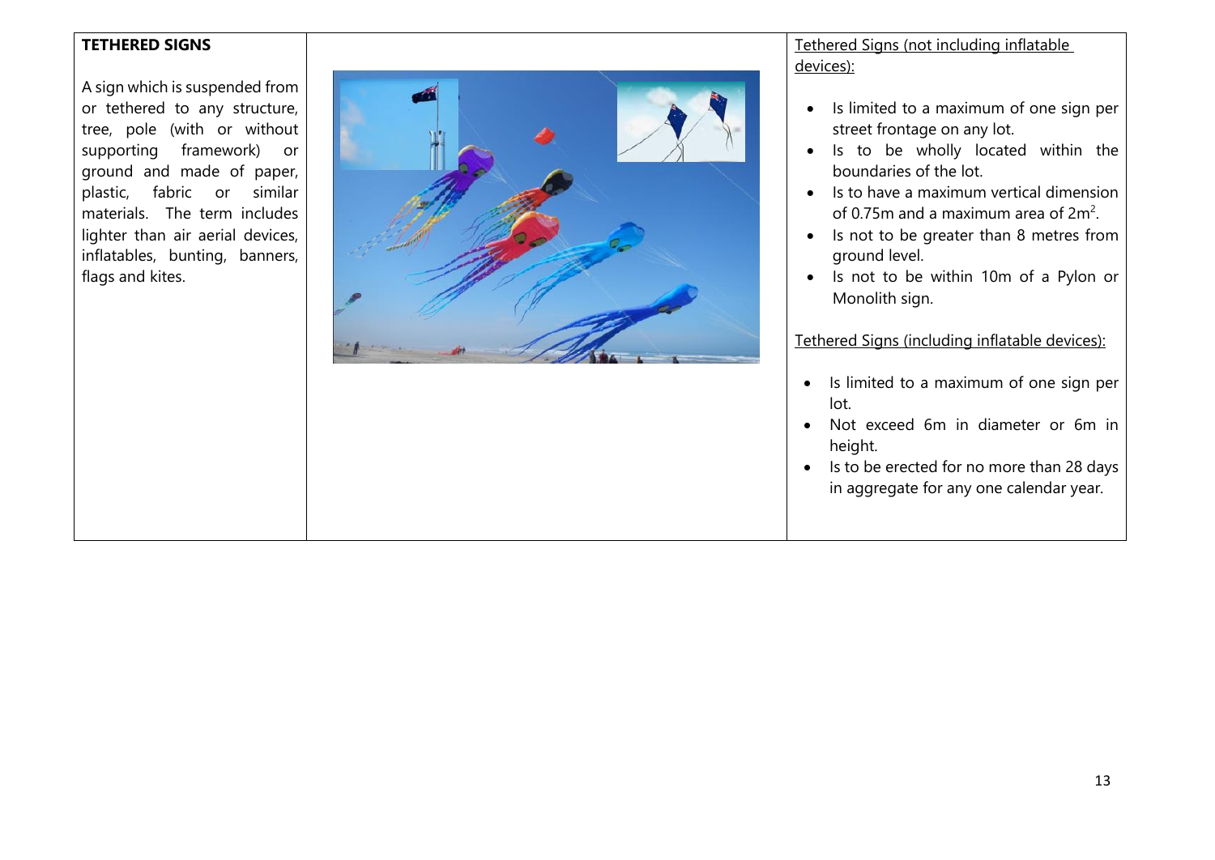| **TETHERED SIGNS** | | |
|---|---|---|
| A sign which is suspended from or tethered to any structure, tree, pole (with or without supporting framework) or ground and made of paper, plastic, fabric or similar materials. The term includes lighter than air aerial devices, inflatables, bunting, banners, flags and kites. | | <u>Tethered Signs (not including inflatable devices):</u><br><br>• Is limited to a maximum of one sign per street frontage on any lot.<br>• Is to be wholly located within the boundaries of the lot.<br>• Is to have a maximum vertical dimension of 0.75m and a maximum area of 2m$^2$.<br>• Is not to be greater than 8 metres from ground level.<br>• Is not to be within 10m of a Pylon or Monolith sign.<br><br><u>Tethered Signs (including inflatable devices):</u><br><br>• Is limited to a maximum of one sign per lot.<br>• Not exceed 6m in diameter or 6m in height.<br>• Is to be erected for no more than 28 days in aggregate for any one calendar year. |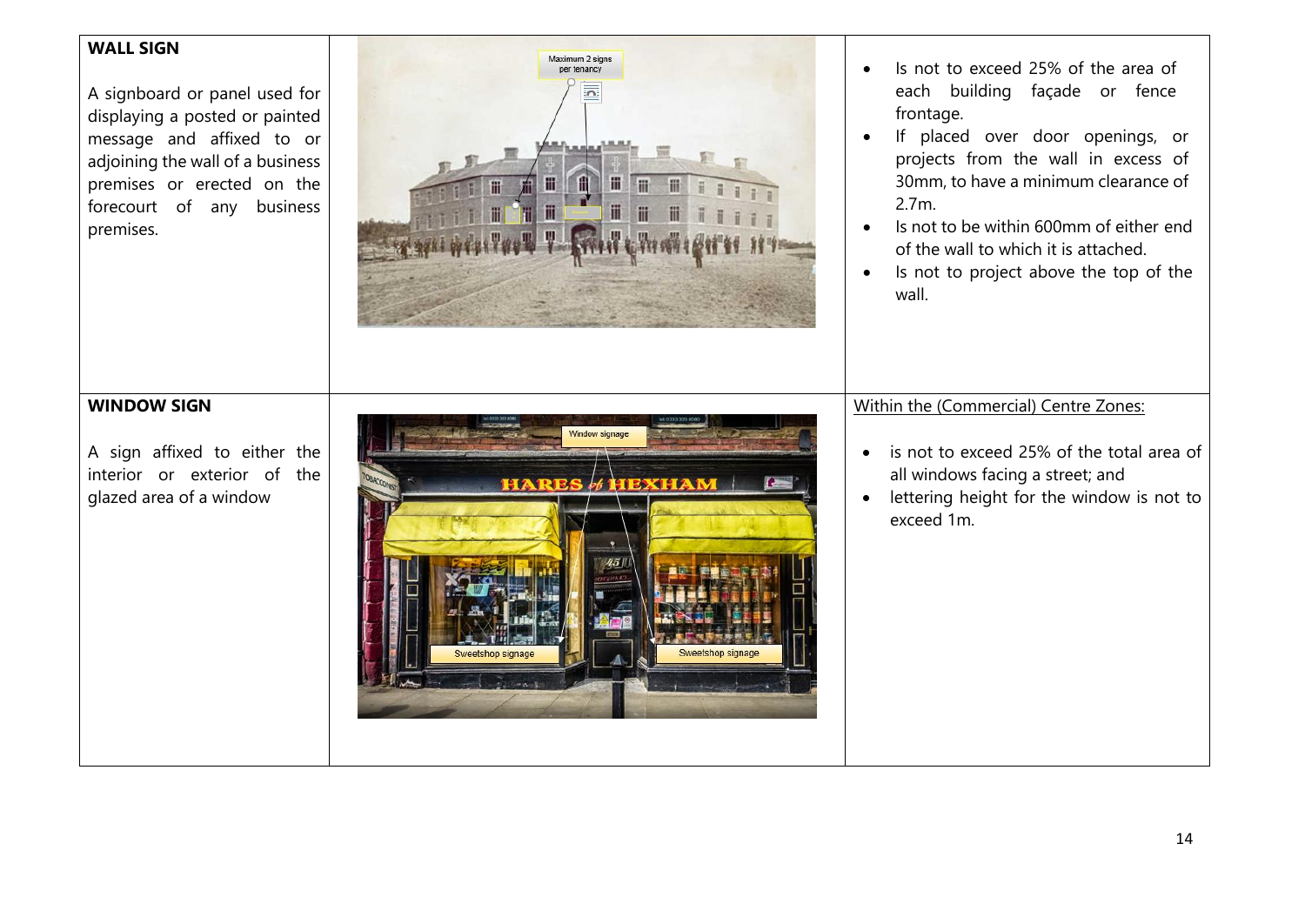| | | |
|---|---|---|
| **WALL SIGN**<br><br>A signboard or panel used for displaying a posted or painted message and affixed to or adjoining the wall of a business premises or erected on the forecourt of any business premises. | | • Is not to exceed 25% of the area of each building façade or fence frontage.<br>• If placed over door openings, or projects from the wall in excess of 30mm, to have a minimum clearance of 2.7m.<br>• Is not to be within 600mm of either end of the wall to which it is attached.<br>• Is not to project above the top of the wall. |
| **WINDOW SIGN**<br><br>A sign affixed to either the interior or exterior of the glazed area of a window | | Within the (Commercial) Centre Zones:<br><br>• is not to exceed 25% of the total area of all windows facing a street; and<br>• lettering height for the window is not to exceed 1m. |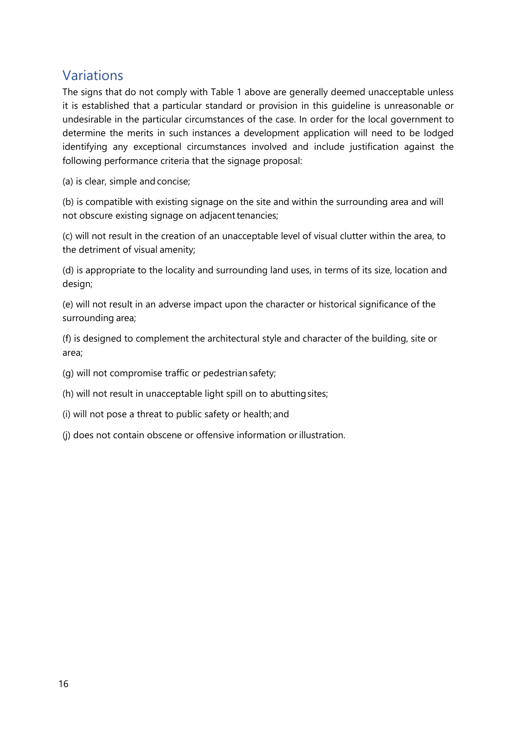## Variations

The signs that do not comply with Table 1 above are generally deemed unacceptable unless it is established that a particular standard or provision in this guideline is unreasonable or undesirable in the particular circumstances of the case. In order for the local government to determine the merits in such instances a development application will need to be lodged identifying any exceptional circumstances involved and include justification against the following performance criteria that the signage proposal:

(a) is clear, simple and concise;

(b) is compatible with existing signage on the site and within the surrounding area and will not obscure existing signage on adjacent tenancies;

(c) will not result in the creation of an unacceptable level of visual clutter within the area, to the detriment of visual amenity;

(d) is appropriate to the locality and surrounding land uses, in terms of its size, location and design;

(e) will not result in an adverse impact upon the character or historical significance of the surrounding area;

(f) is designed to complement the architectural style and character of the building, site or area;

(g) will not compromise traffic or pedestrian safety;

(h) will not result in unacceptable light spill on to abutting sites;

(i) will not pose a threat to public safety or health; and

(j) does not contain obscene or offensive information or illustration.